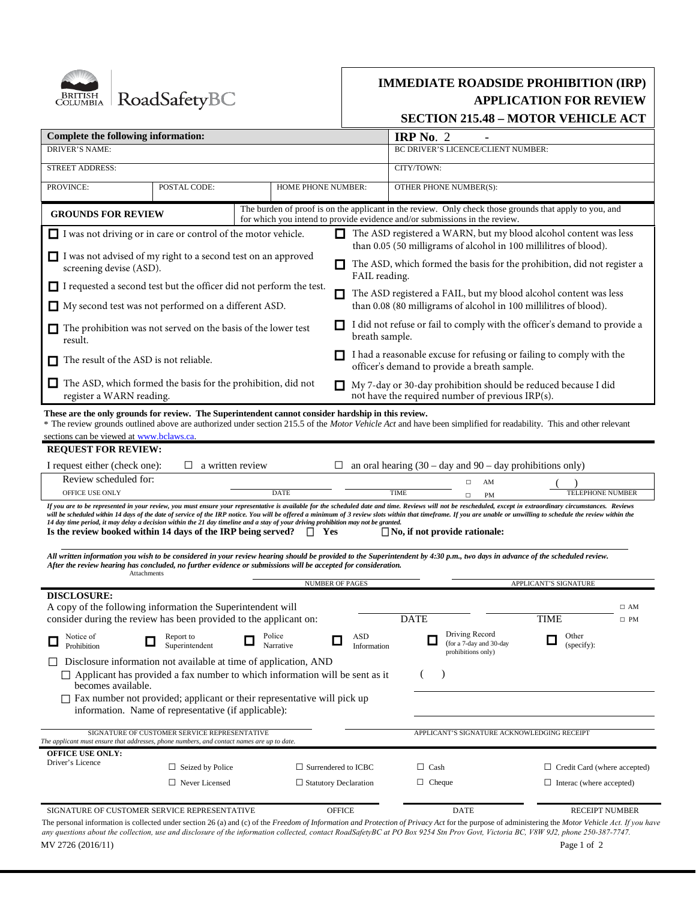British Columbia | RoadSafetyBC

# IMMEDIATE ROADSIDE PROHIBITION (IRP) APPLICATION FOR REVIEW

## SECTION 215.48 – MOTOR VEHICLE ACT

| **Complete the following information:** | | | **IRP No.** 2 - |
|---|---|---|---|
| DRIVER'S NAME: | | | BC DRIVER'S LICENCE/CLIENT NUMBER: |
| STREET ADDRESS: | | | CITY/TOWN: |
| PROVINCE: | POSTAL CODE: | HOME PHONE NUMBER: | OTHER PHONE NUMBER(S): |

**GROUNDS FOR REVIEW** — The burden of proof is on the applicant in the review. Only check those grounds that apply to you, and for which you intend to provide evidence and/or submissions in the review.

- ☐ I was not driving or in care or control of the motor vehicle.
- ☐ I was not advised of my right to a second test on an approved screening devise (ASD).
- ☐ I requested a second test but the officer did not perform the test.
- ☐ My second test was not performed on a different ASD.
- ☐ The prohibition was not served on the basis of the lower test result.
- ☐ The result of the ASD is not reliable.
- ☐ The ASD, which formed the basis for the prohibition, did not register a WARN reading.
- ☐ The ASD registered a WARN, but my blood alcohol content was less than 0.05 (50 milligrams of alcohol in 100 millilitres of blood).
- ☐ The ASD, which formed the basis for the prohibition, did not register a FAIL reading.
- ☐ The ASD registered a FAIL, but my blood alcohol content was less than 0.08 (80 milligrams of alcohol in 100 millilitres of blood).
- ☐ I did not refuse or fail to comply with the officer's demand to provide a breath sample.
- ☐ I had a reasonable excuse for refusing or failing to comply with the officer's demand to provide a breath sample.
- ☐ My 7-day or 30-day prohibition should be reduced because I did not have the required number of previous IRP(s).

**These are the only grounds for review. The Superintendent cannot consider hardship in this review.**

* The review grounds outlined above are authorized under section 215.5 of the *Motor Vehicle Act* and have been simplified for readability. This and other relevant sections can be viewed at www.bclaws.ca.

**REQUEST FOR REVIEW:**

I request either (check one): ☐ a written review ☐ an oral hearing (30 – day and 90 – day prohibitions only)

| Review scheduled for: OFFICE USE ONLY | DATE | TIME | ☐ AM ☐ PM | ( ) TELEPHONE NUMBER |
|---|---|---|---|---|

*If you are to be represented in your review, you must ensure your representative is available for the scheduled date and time. Reviews will not be rescheduled, except in extraordinary circumstances. Reviews will be scheduled within 14 days of the date of service of the IRP notice. You will be offered a minimum of 3 review slots within that timeframe. If you are unable or unwilling to schedule the review within the 14 day time period, it may delay a decision within the 21 day timeline and a stay of your driving prohibition may not be granted.*

**Is the review booked within 14 days of the IRP being served?** ☐ **Yes** ☐ **No, if not provide rationale:**

***All written information you wish to be considered in your review hearing should be provided to the Superintendent by 4:30 p.m., two days in advance of the scheduled review. After the review hearing has concluded, no further evidence or submissions will be accepted for consideration.***

Attachments ______ NUMBER OF PAGES ______ APPLICANT'S SIGNATURE

**DISCLOSURE:**

A copy of the following information the Superintendent will consider during the review has been provided to the applicant on: ______ DATE ______ TIME ☐ AM ☐ PM

☐ Notice of Prohibition ☐ Report to Superintendent ☐ Police Narrative ☐ ASD Information ☐ Driving Record (for a 7-day and 30-day prohibitions only) ☐ Other (specify):

☐ Disclosure information not available at time of application, AND

- ☐ Applicant has provided a fax number to which information will be sent as it becomes available. ( )
- ☐ Fax number not provided; applicant or their representative will pick up information. Name of representative (if applicable):

SIGNATURE OF CUSTOMER SERVICE REPRESENTATIVE ______ APPLICANT'S SIGNATURE ACKNOWLEDGING RECEIPT

*The applicant must ensure that addresses, phone numbers, and contact names are up to date.*

**OFFICE USE ONLY:**

| Driver's Licence | ☐ Seized by Police | ☐ Surrendered to ICBC | ☐ Cash | ☐ Credit Card (where accepted) |
|---|---|---|---|---|
| | ☐ Never Licensed | ☐ Statutory Declaration | ☐ Cheque | ☐ Interac (where accepted) |

SIGNATURE OF CUSTOMER SERVICE REPRESENTATIVE ______ OFFICE ______ DATE ______ RECEIPT NUMBER

The personal information is collected under section 26 (a) and (c) of the *Freedom of Information and Protection of Privacy Act* for the purpose of administering the *Motor Vehicle Act. If you have any questions about the collection, use and disclosure of the information collected, contact RoadSafetyBC at PO Box 9254 Stn Prov Govt, Victoria BC, V8W 9J2, phone 250-387-7747.*

MV 2726 (2016/11)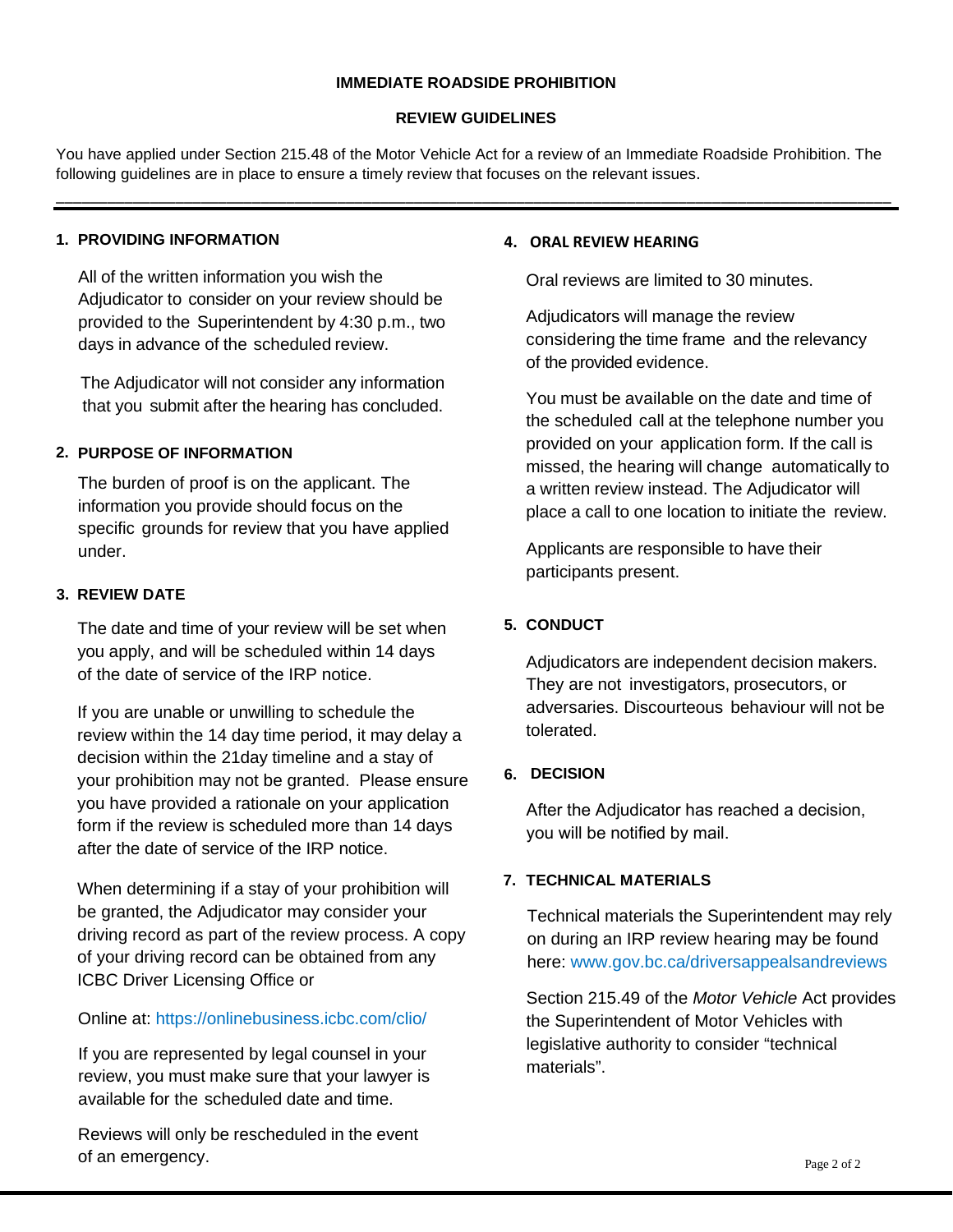**IMMEDIATE ROADSIDE PROHIBITION**

**REVIEW GUIDELINES**

You have applied under Section 215.48 of the Motor Vehicle Act for a review of an Immediate Roadside Prohibition. The following guidelines are in place to ensure a timely review that focuses on the relevant issues.

---

## 1. PROVIDING INFORMATION

All of the written information you wish the Adjudicator to consider on your review should be provided to the Superintendent by 4:30 p.m., two days in advance of the scheduled review.

The Adjudicator will not consider any information that you submit after the hearing has concluded.

## 2. PURPOSE OF INFORMATION

The burden of proof is on the applicant. The information you provide should focus on the specific grounds for review that you have applied under.

## 3. REVIEW DATE

The date and time of your review will be set when you apply, and will be scheduled within 14 days of the date of service of the IRP notice.

If you are unable or unwilling to schedule the review within the 14 day time period, it may delay a decision within the 21day timeline and a stay of your prohibition may not be granted. Please ensure you have provided a rationale on your application form if the review is scheduled more than 14 days after the date of service of the IRP notice.

When determining if a stay of your prohibition will be granted, the Adjudicator may consider your driving record as part of the review process. A copy of your driving record can be obtained from any ICBC Driver Licensing Office or

Online at: https://onlinebusiness.icbc.com/clio/

If you are represented by legal counsel in your review, you must make sure that your lawyer is available for the scheduled date and time.

Reviews will only be rescheduled in the event of an emergency.

## 4. ORAL REVIEW HEARING

Oral reviews are limited to 30 minutes.

Adjudicators will manage the review considering the time frame and the relevancy of the provided evidence.

You must be available on the date and time of the scheduled call at the telephone number you provided on your application form. If the call is missed, the hearing will change automatically to a written review instead. The Adjudicator will place a call to one location to initiate the review.

Applicants are responsible to have their participants present.

## 5. CONDUCT

Adjudicators are independent decision makers. They are not investigators, prosecutors, or adversaries. Discourteous behaviour will not be tolerated.

## 6. DECISION

After the Adjudicator has reached a decision, you will be notified by mail.

## 7. TECHNICAL MATERIALS

Technical materials the Superintendent may rely on during an IRP review hearing may be found here: www.gov.bc.ca/driversappealsandreviews

Section 215.49 of the *Motor Vehicle* Act provides the Superintendent of Motor Vehicles with legislative authority to consider "technical materials".